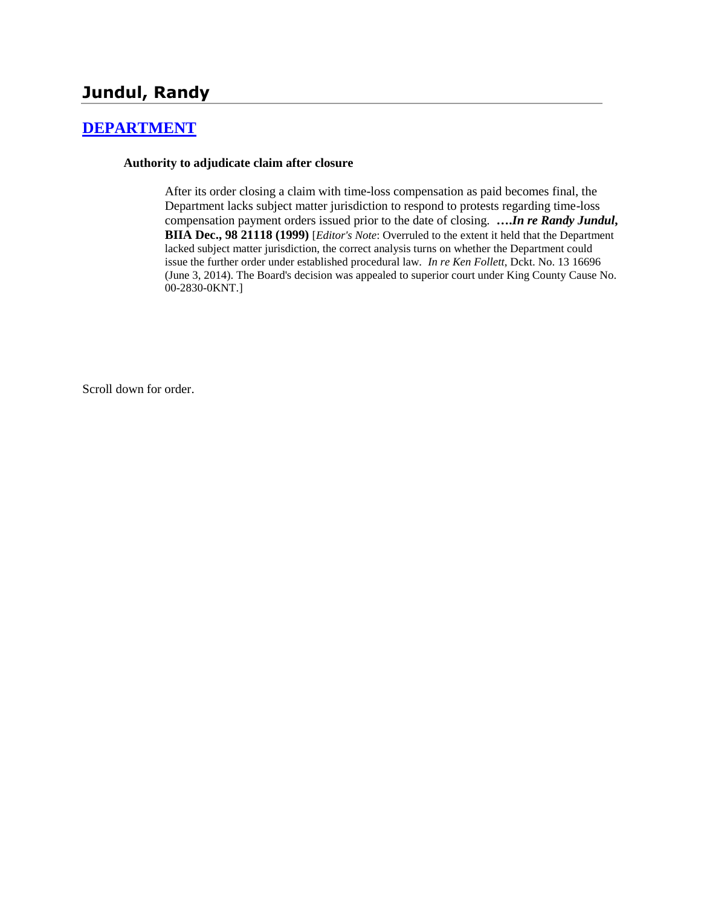# Jundul, Randy

## [DEPARTMENT]

### Authority to adjudicate claim after closure

After its order closing a claim with time-loss compensation as paid becomes final, the Department lacks subject matter jurisdiction to respond to protests regarding time-loss compensation payment orders issued prior to the date of closing. ***….In re Randy Jundul*, BIIA Dec., 98 21118 (1999)** [*Editor's Note*: Overruled to the extent it held that the Department lacked subject matter jurisdiction, the correct analysis turns on whether the Department could issue the further order under established procedural law. *In re Ken Follett*, Dckt. No. 13 16696 (June 3, 2014). The Board's decision was appealed to superior court under King County Cause No. 00-2830-0KNT.]

Scroll down for order.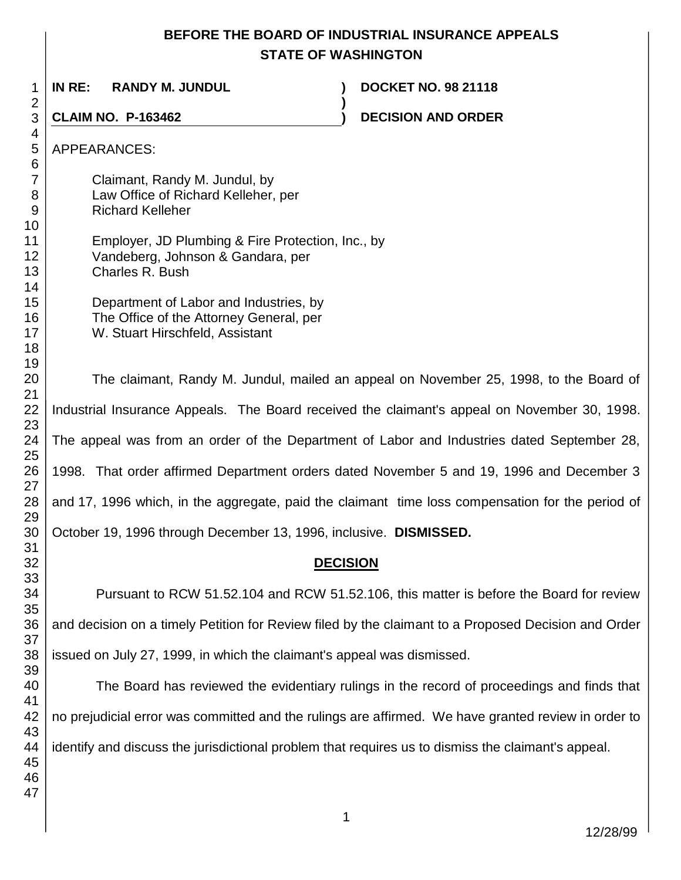**BEFORE THE BOARD OF INDUSTRIAL INSURANCE APPEALS**
**STATE OF WASHINGTON**

**IN RE: RANDY M. JUNDUL** ) **DOCKET NO. 98 21118**
)
**CLAIM NO. P-163462** ) **DECISION AND ORDER**

APPEARANCES:

Claimant, Randy M. Jundul, by
Law Office of Richard Kelleher, per
Richard Kelleher

Employer, JD Plumbing & Fire Protection, Inc., by
Vandeberg, Johnson & Gandara, per
Charles R. Bush

Department of Labor and Industries, by
The Office of the Attorney General, per
W. Stuart Hirschfeld, Assistant

The claimant, Randy M. Jundul, mailed an appeal on November 25, 1998, to the Board of Industrial Insurance Appeals. The Board received the claimant's appeal on November 30, 1998. The appeal was from an order of the Department of Labor and Industries dated September 28, 1998. That order affirmed Department orders dated November 5 and 19, 1996 and December 3 and 17, 1996 which, in the aggregate, paid the claimant time loss compensation for the period of October 19, 1996 through December 13, 1996, inclusive. **DISMISSED.**

## DECISION

Pursuant to RCW 51.52.104 and RCW 51.52.106, this matter is before the Board for review and decision on a timely Petition for Review filed by the claimant to a Proposed Decision and Order issued on July 27, 1999, in which the claimant's appeal was dismissed.

The Board has reviewed the evidentiary rulings in the record of proceedings and finds that no prejudicial error was committed and the rulings are affirmed. We have granted review in order to identify and discuss the jurisdictional problem that requires us to dismiss the claimant's appeal.

12/28/99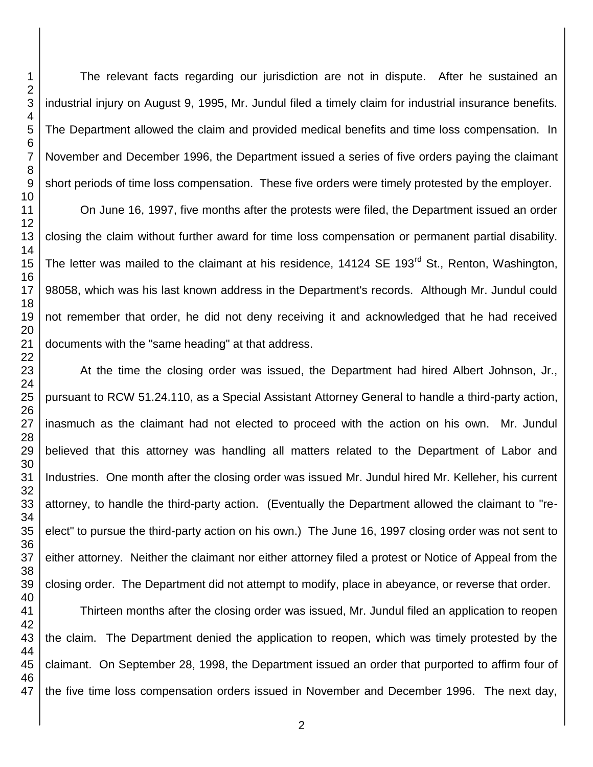The relevant facts regarding our jurisdiction are not in dispute. After he sustained an industrial injury on August 9, 1995, Mr. Jundul filed a timely claim for industrial insurance benefits. The Department allowed the claim and provided medical benefits and time loss compensation. In November and December 1996, the Department issued a series of five orders paying the claimant short periods of time loss compensation. These five orders were timely protested by the employer.

On June 16, 1997, five months after the protests were filed, the Department issued an order closing the claim without further award for time loss compensation or permanent partial disability. The letter was mailed to the claimant at his residence, 14124 SE 193rd St., Renton, Washington, 98058, which was his last known address in the Department's records. Although Mr. Jundul could not remember that order, he did not deny receiving it and acknowledged that he had received documents with the "same heading" at that address.

At the time the closing order was issued, the Department had hired Albert Johnson, Jr., pursuant to RCW 51.24.110, as a Special Assistant Attorney General to handle a third-party action, inasmuch as the claimant had not elected to proceed with the action on his own. Mr. Jundul believed that this attorney was handling all matters related to the Department of Labor and Industries. One month after the closing order was issued Mr. Jundul hired Mr. Kelleher, his current attorney, to handle the third-party action. (Eventually the Department allowed the claimant to "re-elect" to pursue the third-party action on his own.) The June 16, 1997 closing order was not sent to either attorney. Neither the claimant nor either attorney filed a protest or Notice of Appeal from the closing order. The Department did not attempt to modify, place in abeyance, or reverse that order.

Thirteen months after the closing order was issued, Mr. Jundul filed an application to reopen the claim. The Department denied the application to reopen, which was timely protested by the claimant. On September 28, 1998, the Department issued an order that purported to affirm four of the five time loss compensation orders issued in November and December 1996. The next day,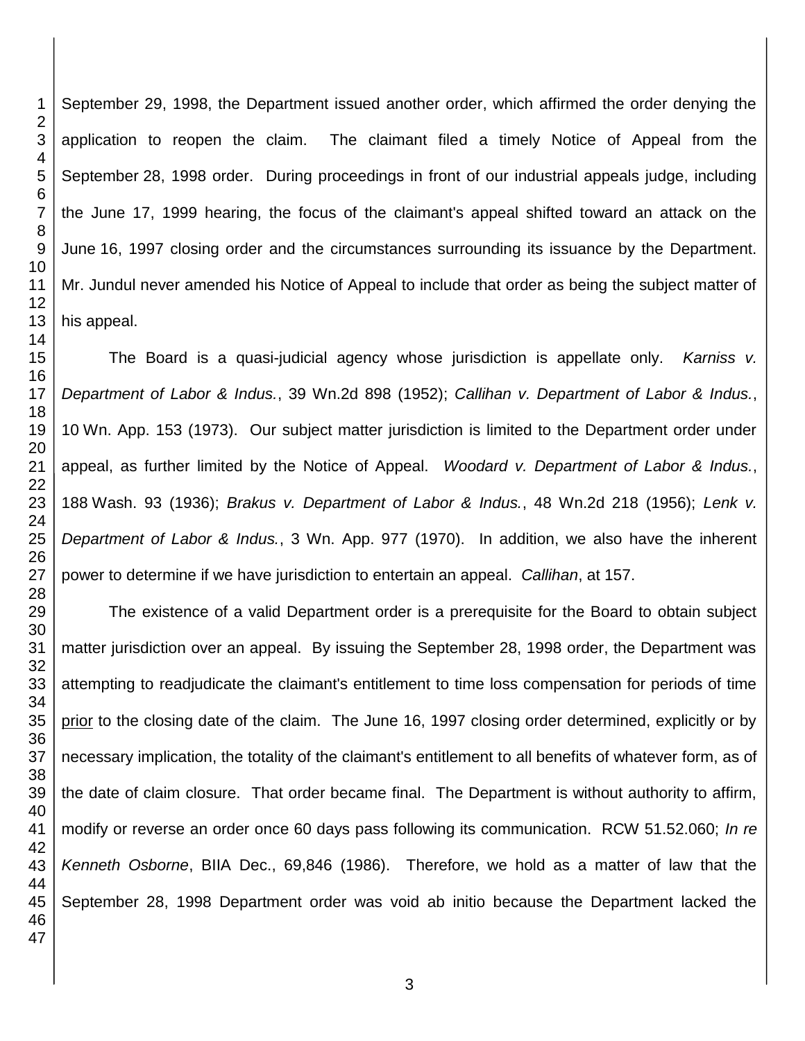September 29, 1998, the Department issued another order, which affirmed the order denying the application to reopen the claim. The claimant filed a timely Notice of Appeal from the September 28, 1998 order. During proceedings in front of our industrial appeals judge, including the June 17, 1999 hearing, the focus of the claimant's appeal shifted toward an attack on the June 16, 1997 closing order and the circumstances surrounding its issuance by the Department. Mr. Jundul never amended his Notice of Appeal to include that order as being the subject matter of his appeal.

The Board is a quasi-judicial agency whose jurisdiction is appellate only. *Karniss v. Department of Labor & Indus.*, 39 Wn.2d 898 (1952); *Callihan v. Department of Labor & Indus.*, 10 Wn. App. 153 (1973). Our subject matter jurisdiction is limited to the Department order under appeal, as further limited by the Notice of Appeal. *Woodard v. Department of Labor & Indus.*, 188 Wash. 93 (1936); *Brakus v. Department of Labor & Indus.*, 48 Wn.2d 218 (1956); *Lenk v. Department of Labor & Indus.*, 3 Wn. App. 977 (1970). In addition, we also have the inherent power to determine if we have jurisdiction to entertain an appeal. *Callihan*, at 157.

The existence of a valid Department order is a prerequisite for the Board to obtain subject matter jurisdiction over an appeal. By issuing the September 28, 1998 order, the Department was attempting to readjudicate the claimant's entitlement to time loss compensation for periods of time <u>prior</u> to the closing date of the claim. The June 16, 1997 closing order determined, explicitly or by necessary implication, the totality of the claimant's entitlement to all benefits of whatever form, as of the date of claim closure. That order became final. The Department is without authority to affirm, modify or reverse an order once 60 days pass following its communication. RCW 51.52.060; *In re Kenneth Osborne*, BIIA Dec., 69,846 (1986). Therefore, we hold as a matter of law that the September 28, 1998 Department order was void ab initio because the Department lacked the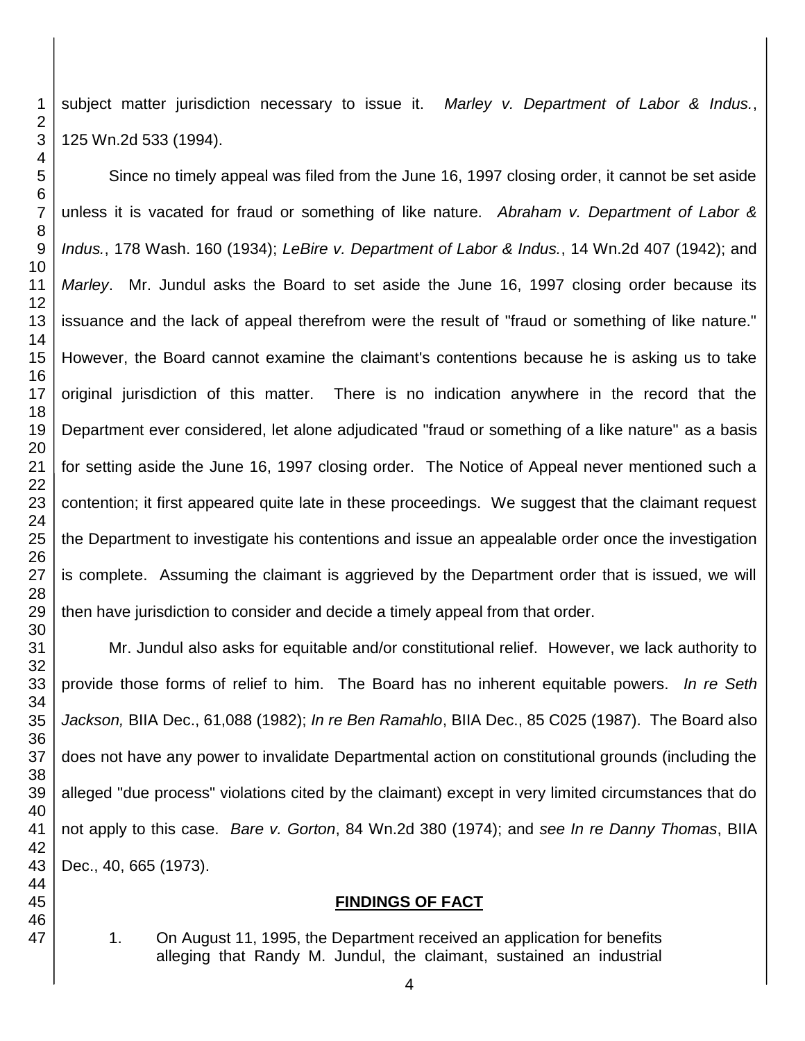subject matter jurisdiction necessary to issue it. *Marley v. Department of Labor & Indus.*, 125 Wn.2d 533 (1994).

Since no timely appeal was filed from the June 16, 1997 closing order, it cannot be set aside unless it is vacated for fraud or something of like nature. *Abraham v. Department of Labor & Indus.*, 178 Wash. 160 (1934); *LeBire v. Department of Labor & Indus.*, 14 Wn.2d 407 (1942); and *Marley*. Mr. Jundul asks the Board to set aside the June 16, 1997 closing order because its issuance and the lack of appeal therefrom were the result of "fraud or something of like nature." However, the Board cannot examine the claimant's contentions because he is asking us to take original jurisdiction of this matter. There is no indication anywhere in the record that the Department ever considered, let alone adjudicated "fraud or something of a like nature" as a basis for setting aside the June 16, 1997 closing order. The Notice of Appeal never mentioned such a contention; it first appeared quite late in these proceedings. We suggest that the claimant request the Department to investigate his contentions and issue an appealable order once the investigation is complete. Assuming the claimant is aggrieved by the Department order that is issued, we will then have jurisdiction to consider and decide a timely appeal from that order.

Mr. Jundul also asks for equitable and/or constitutional relief. However, we lack authority to provide those forms of relief to him. The Board has no inherent equitable powers. *In re Seth Jackson,* BIIA Dec., 61,088 (1982); *In re Ben Ramahlo*, BIIA Dec., 85 C025 (1987). The Board also does not have any power to invalidate Departmental action on constitutional grounds (including the alleged "due process" violations cited by the claimant) except in very limited circumstances that do not apply to this case. *Bare v. Gorton*, 84 Wn.2d 380 (1974); and *see In re Danny Thomas*, BIIA Dec., 40, 665 (1973).

## FINDINGS OF FACT

1. On August 11, 1995, the Department received an application for benefits alleging that Randy M. Jundul, the claimant, sustained an industrial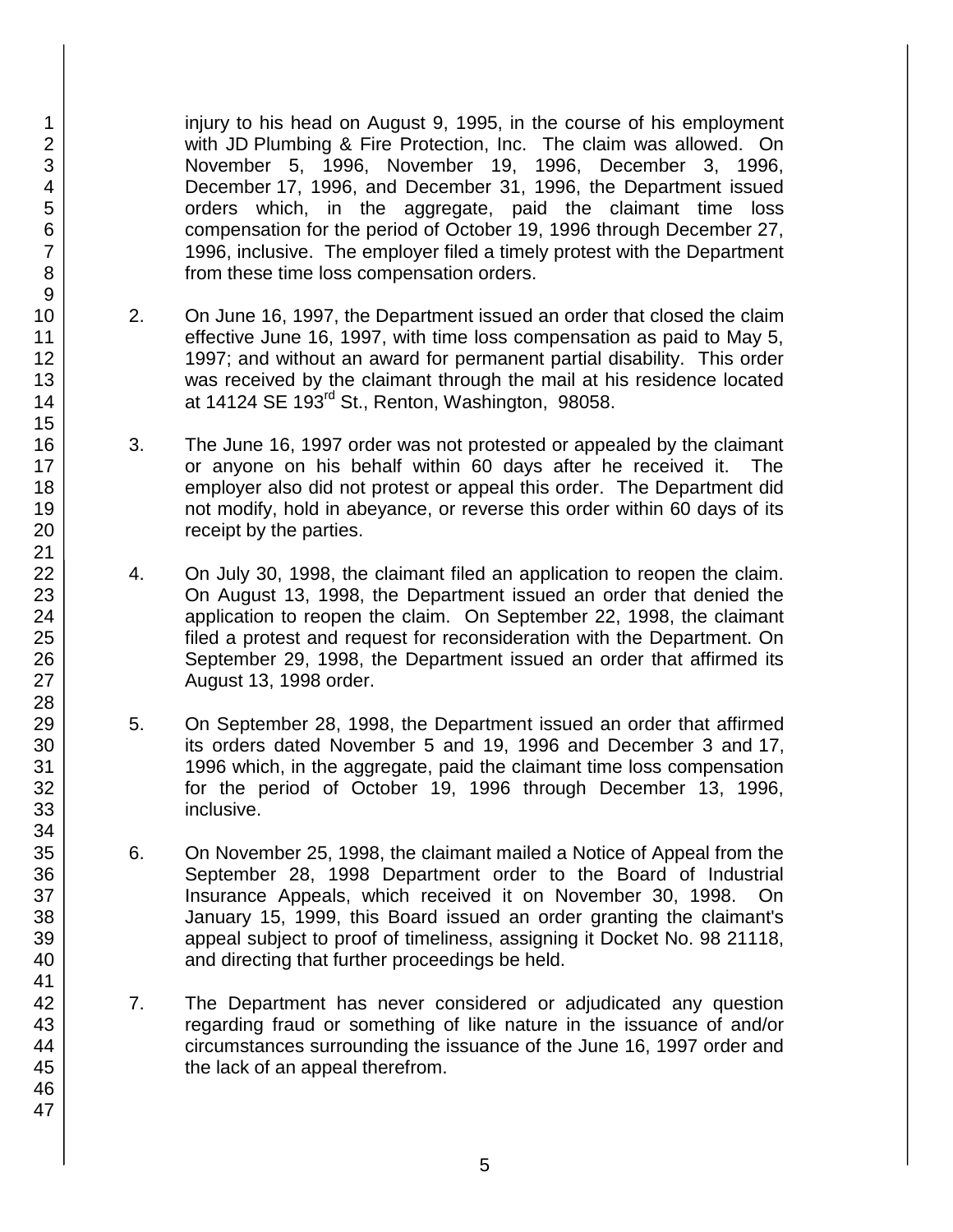injury to his head on August 9, 1995, in the course of his employment with JD Plumbing & Fire Protection, Inc. The claim was allowed. On November 5, 1996, November 19, 1996, December 3, 1996, December 17, 1996, and December 31, 1996, the Department issued orders which, in the aggregate, paid the claimant time loss compensation for the period of October 19, 1996 through December 27, 1996, inclusive. The employer filed a timely protest with the Department from these time loss compensation orders.

2. On June 16, 1997, the Department issued an order that closed the claim effective June 16, 1997, with time loss compensation as paid to May 5, 1997; and without an award for permanent partial disability. This order was received by the claimant through the mail at his residence located at 14124 SE 193rd St., Renton, Washington, 98058.

3. The June 16, 1997 order was not protested or appealed by the claimant or anyone on his behalf within 60 days after he received it. The employer also did not protest or appeal this order. The Department did not modify, hold in abeyance, or reverse this order within 60 days of its receipt by the parties.

4. On July 30, 1998, the claimant filed an application to reopen the claim. On August 13, 1998, the Department issued an order that denied the application to reopen the claim. On September 22, 1998, the claimant filed a protest and request for reconsideration with the Department. On September 29, 1998, the Department issued an order that affirmed its August 13, 1998 order.

5. On September 28, 1998, the Department issued an order that affirmed its orders dated November 5 and 19, 1996 and December 3 and 17, 1996 which, in the aggregate, paid the claimant time loss compensation for the period of October 19, 1996 through December 13, 1996, inclusive.

6. On November 25, 1998, the claimant mailed a Notice of Appeal from the September 28, 1998 Department order to the Board of Industrial Insurance Appeals, which received it on November 30, 1998. On January 15, 1999, this Board issued an order granting the claimant's appeal subject to proof of timeliness, assigning it Docket No. 98 21118, and directing that further proceedings be held.

7. The Department has never considered or adjudicated any question regarding fraud or something of like nature in the issuance of and/or circumstances surrounding the issuance of the June 16, 1997 order and the lack of an appeal therefrom.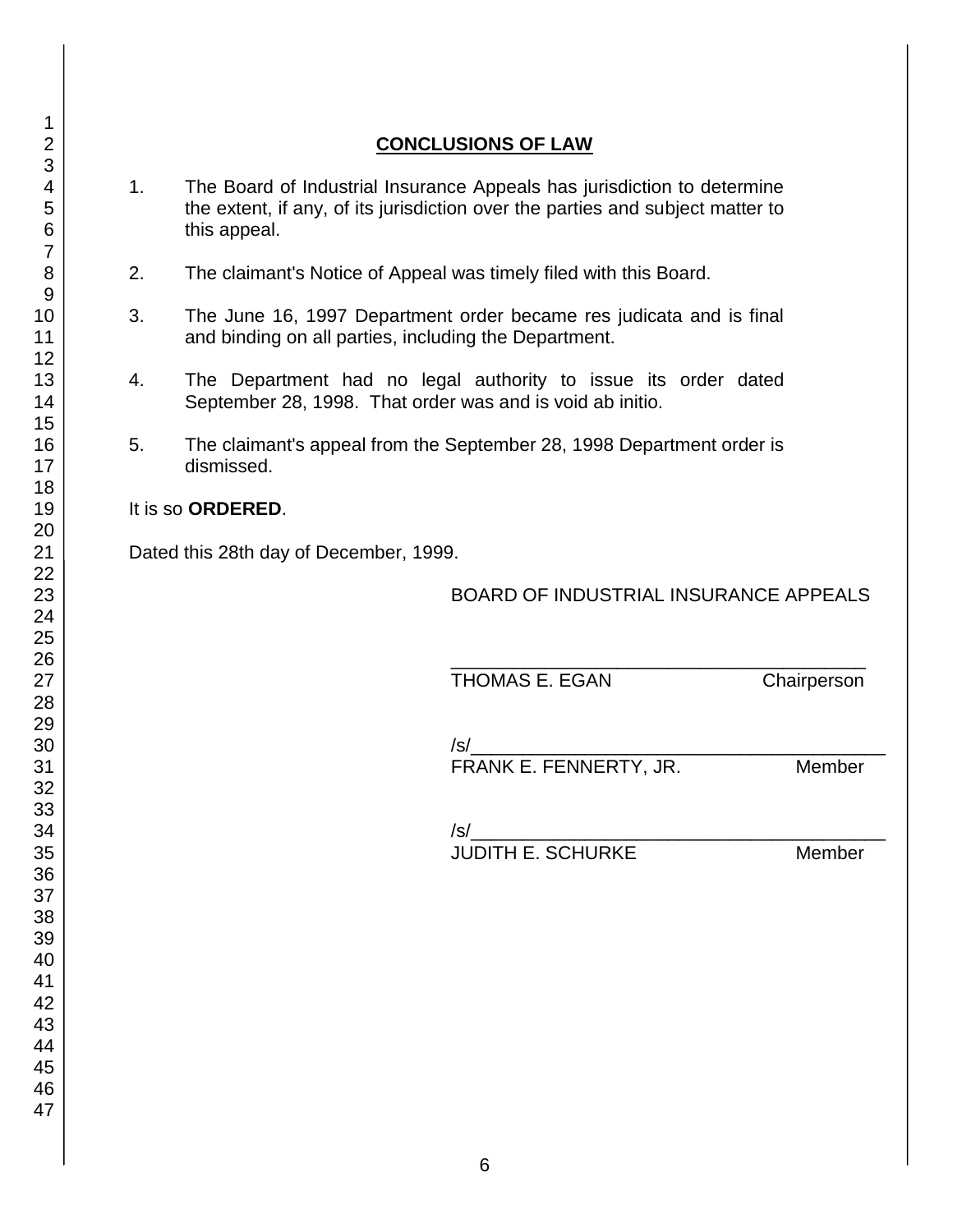## CONCLUSIONS OF LAW

1. The Board of Industrial Insurance Appeals has jurisdiction to determine the extent, if any, of its jurisdiction over the parties and subject matter to this appeal.

2. The claimant's Notice of Appeal was timely filed with this Board.

3. The June 16, 1997 Department order became res judicata and is final and binding on all parties, including the Department.

4. The Department had no legal authority to issue its order dated September 28, 1998. That order was and is void ab initio.

5. The claimant's appeal from the September 28, 1998 Department order is dismissed.

It is so **ORDERED**.

Dated this 28th day of December, 1999.

BOARD OF INDUSTRIAL INSURANCE APPEALS

\_\_\_\_\_\_\_\_\_\_\_\_\_\_\_\_\_\_\_\_\_\_\_\_\_\_\_\_\_\_\_\_\_\_\_\_\_\_\_\_
THOMAS E. EGAN Chairperson

/s/\_\_\_\_\_\_\_\_\_\_\_\_\_\_\_\_\_\_\_\_\_\_\_\_\_\_\_\_\_\_\_\_\_\_\_\_\_\_\_\_
FRANK E. FENNERTY, JR. Member

/s/\_\_\_\_\_\_\_\_\_\_\_\_\_\_\_\_\_\_\_\_\_\_\_\_\_\_\_\_\_\_\_\_\_\_\_\_\_\_\_\_
JUDITH E. SCHURKE Member